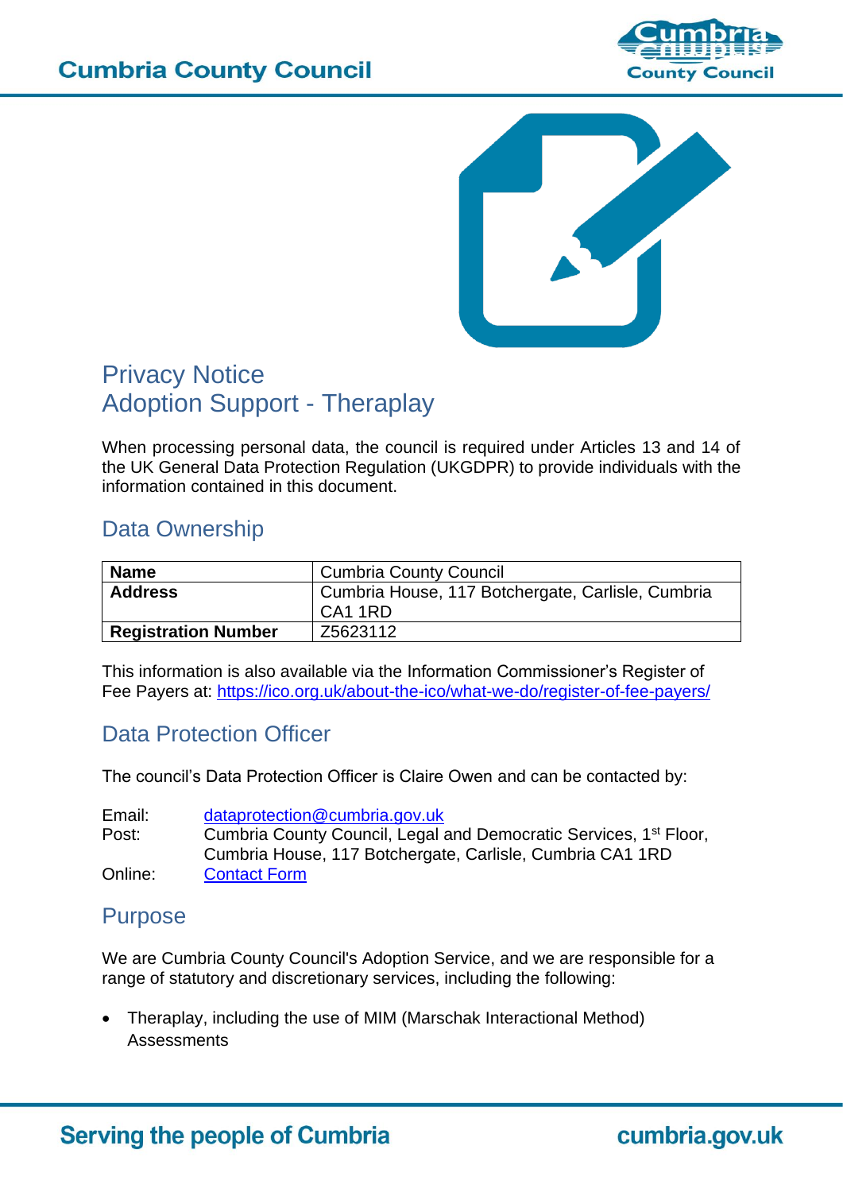# Privacy Notice
# Adoption Support - Theraplay

When processing personal data, the council is required under Articles 13 and 14 of the UK General Data Protection Regulation (UKGDPR) to provide individuals with the information contained in this document.

## Data Ownership

| **Name** | Cumbria County Council |
|---|---|
| **Address** | Cumbria House, 117 Botchergate, Carlisle, Cumbria CA1 1RD |
| **Registration Number** | Z5623112 |

This information is also available via the Information Commissioner's Register of Fee Payers at: https://ico.org.uk/about-the-ico/what-we-do/register-of-fee-payers/

## Data Protection Officer

The council's Data Protection Officer is Claire Owen and can be contacted by:

Email: dataprotection@cumbria.gov.uk
Post: Cumbria County Council, Legal and Democratic Services, 1st Floor, Cumbria House, 117 Botchergate, Carlisle, Cumbria CA1 1RD
Online: Contact Form

## Purpose

We are Cumbria County Council's Adoption Service, and we are responsible for a range of statutory and discretionary services, including the following:

- Theraplay, including the use of MIM (Marschak Interactional Method) Assessments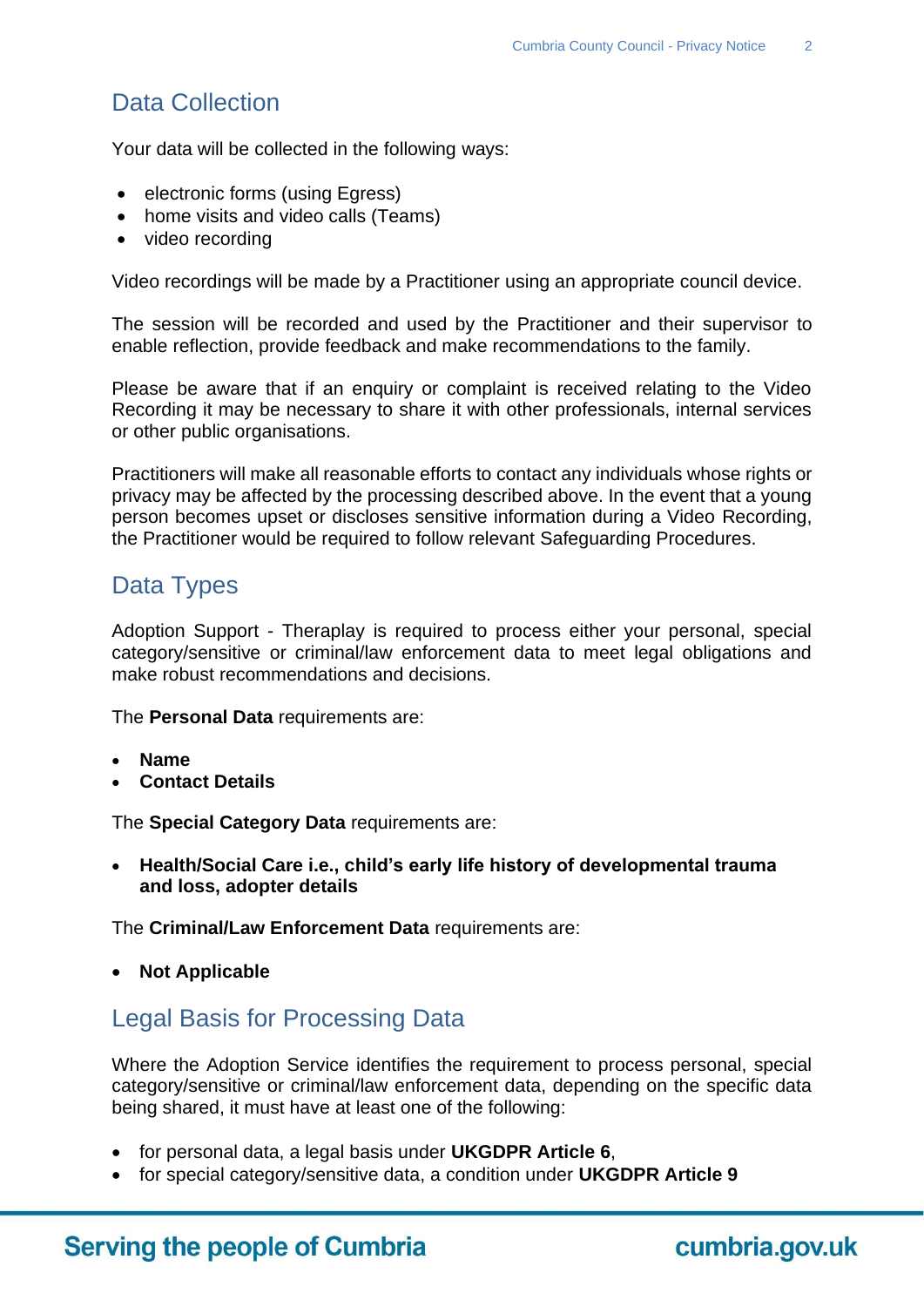## Data Collection

Your data will be collected in the following ways:

- electronic forms (using Egress)
- home visits and video calls (Teams)
- video recording

Video recordings will be made by a Practitioner using an appropriate council device.

The session will be recorded and used by the Practitioner and their supervisor to enable reflection, provide feedback and make recommendations to the family.

Please be aware that if an enquiry or complaint is received relating to the Video Recording it may be necessary to share it with other professionals, internal services or other public organisations.

Practitioners will make all reasonable efforts to contact any individuals whose rights or privacy may be affected by the processing described above. In the event that a young person becomes upset or discloses sensitive information during a Video Recording, the Practitioner would be required to follow relevant Safeguarding Procedures.

## Data Types

Adoption Support - Theraplay is required to process either your personal, special category/sensitive or criminal/law enforcement data to meet legal obligations and make robust recommendations and decisions.

The **Personal Data** requirements are:

- **Name**
- **Contact Details**

The **Special Category Data** requirements are:

- **Health/Social Care i.e., child's early life history of developmental trauma and loss, adopter details**

The **Criminal/Law Enforcement Data** requirements are:

- **Not Applicable**

## Legal Basis for Processing Data

Where the Adoption Service identifies the requirement to process personal, special category/sensitive or criminal/law enforcement data, depending on the specific data being shared, it must have at least one of the following:

- for personal data, a legal basis under **UKGDPR Article 6**,
- for special category/sensitive data, a condition under **UKGDPR Article 9**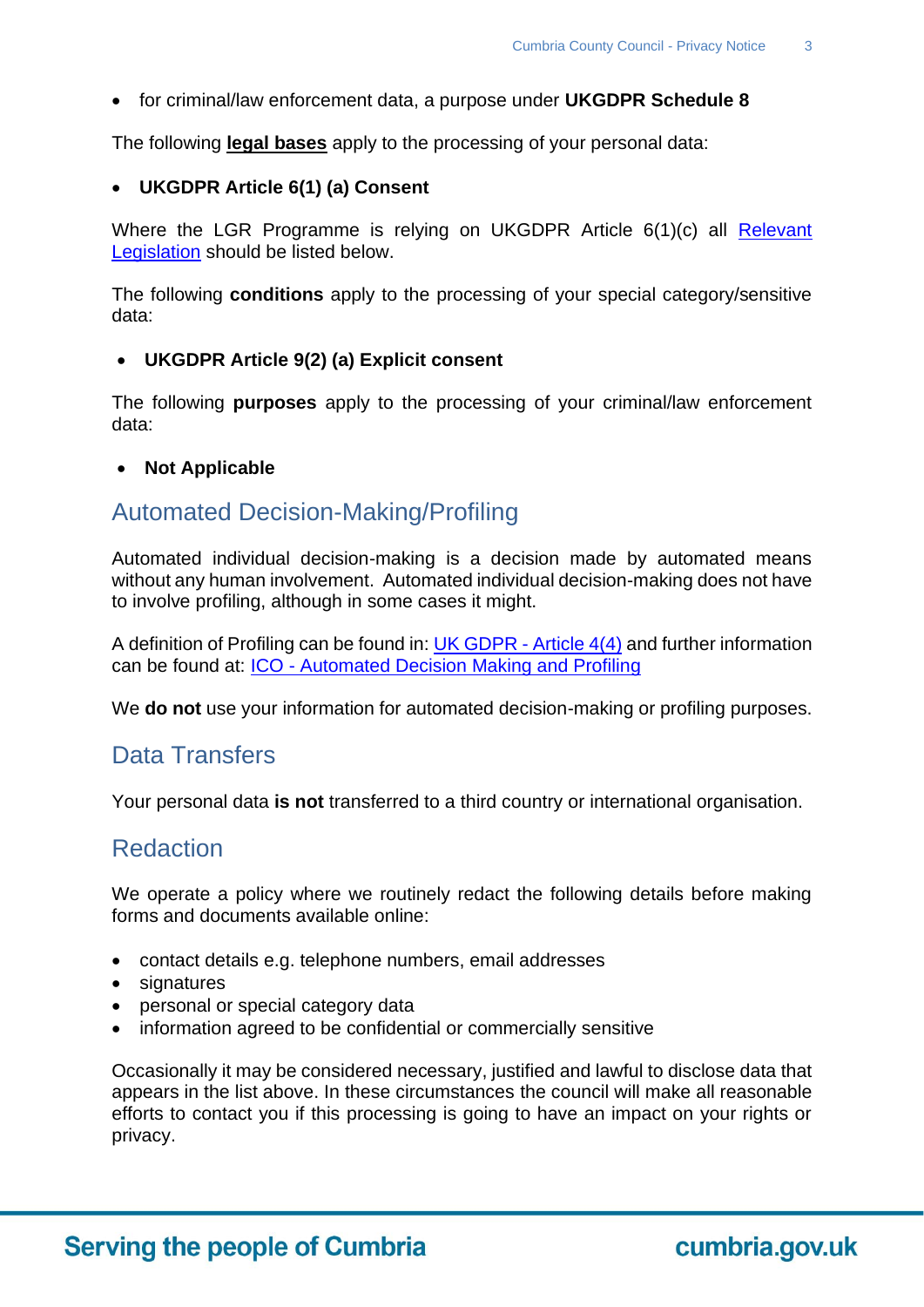- for criminal/law enforcement data, a purpose under **UKGDPR Schedule 8**

The following **legal bases** apply to the processing of your personal data:

- **UKGDPR Article 6(1) (a) Consent**

Where the LGR Programme is relying on UKGDPR Article 6(1)(c) all [Relevant Legislation]() should be listed below.

The following **conditions** apply to the processing of your special category/sensitive data:

- **UKGDPR Article 9(2) (a) Explicit consent**

The following **purposes** apply to the processing of your criminal/law enforcement data:

- **Not Applicable**

## Automated Decision-Making/Profiling

Automated individual decision-making is a decision made by automated means without any human involvement. Automated individual decision-making does not have to involve profiling, although in some cases it might.

A definition of Profiling can be found in: [UK GDPR - Article 4(4)]() and further information can be found at: [ICO - Automated Decision Making and Profiling]()

We **do not** use your information for automated decision-making or profiling purposes.

## Data Transfers

Your personal data **is not** transferred to a third country or international organisation.

## Redaction

We operate a policy where we routinely redact the following details before making forms and documents available online:

- contact details e.g. telephone numbers, email addresses
- signatures
- personal or special category data
- information agreed to be confidential or commercially sensitive

Occasionally it may be considered necessary, justified and lawful to disclose data that appears in the list above. In these circumstances the council will make all reasonable efforts to contact you if this processing is going to have an impact on your rights or privacy.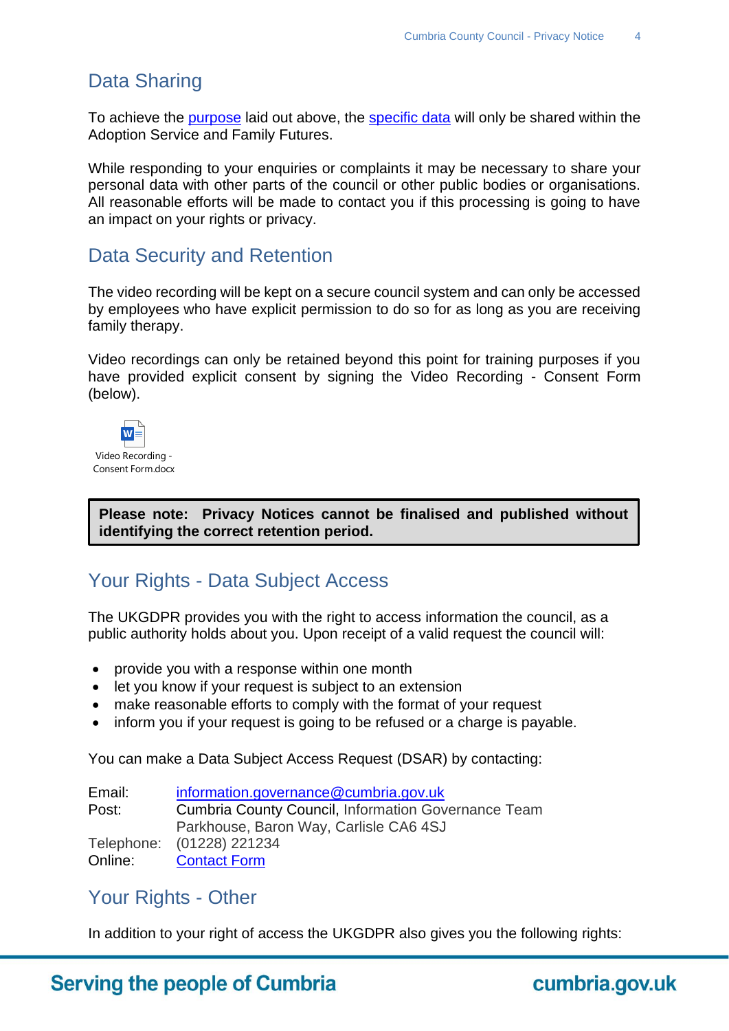## Data Sharing

To achieve the purpose laid out above, the specific data will only be shared within the Adoption Service and Family Futures.

While responding to your enquiries or complaints it may be necessary to share your personal data with other parts of the council or other public bodies or organisations. All reasonable efforts will be made to contact you if this processing is going to have an impact on your rights or privacy.

## Data Security and Retention

The video recording will be kept on a secure council system and can only be accessed by employees who have explicit permission to do so for as long as you are receiving family therapy.

Video recordings can only be retained beyond this point for training purposes if you have provided explicit consent by signing the Video Recording - Consent Form (below).

Video Recording - Consent Form.docx

> **Please note: Privacy Notices cannot be finalised and published without identifying the correct retention period.**

## Your Rights - Data Subject Access

The UKGDPR provides you with the right to access information the council, as a public authority holds about you. Upon receipt of a valid request the council will:

- provide you with a response within one month
- let you know if your request is subject to an extension
- make reasonable efforts to comply with the format of your request
- inform you if your request is going to be refused or a charge is payable.

You can make a Data Subject Access Request (DSAR) by contacting:

| | |
|---|---|
| Email: | information.governance@cumbria.gov.uk |
| Post: | Cumbria County Council, Information Governance Team<br>Parkhouse, Baron Way, Carlisle CA6 4SJ |
| Telephone: | (01228) 221234 |
| Online: | Contact Form |

## Your Rights - Other

In addition to your right of access the UKGDPR also gives you the following rights: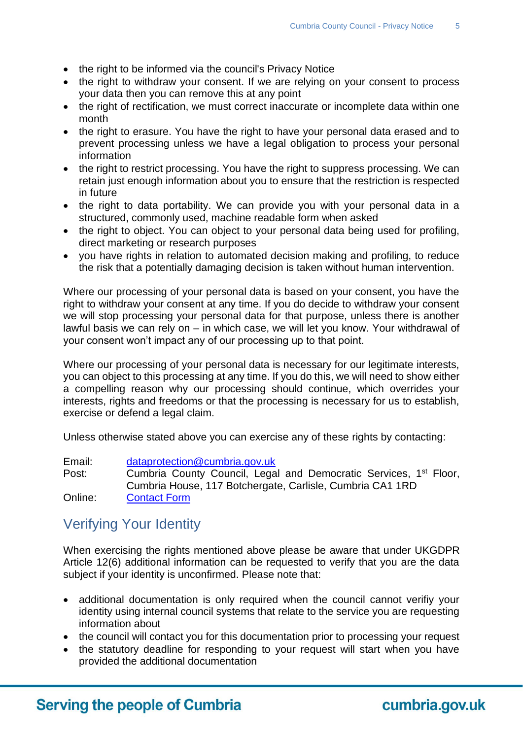- the right to be informed via the council's Privacy Notice
- the right to withdraw your consent. If we are relying on your consent to process your data then you can remove this at any point
- the right of rectification, we must correct inaccurate or incomplete data within one month
- the right to erasure. You have the right to have your personal data erased and to prevent processing unless we have a legal obligation to process your personal information
- the right to restrict processing. You have the right to suppress processing. We can retain just enough information about you to ensure that the restriction is respected in future
- the right to data portability. We can provide you with your personal data in a structured, commonly used, machine readable form when asked
- the right to object. You can object to your personal data being used for profiling, direct marketing or research purposes
- you have rights in relation to automated decision making and profiling, to reduce the risk that a potentially damaging decision is taken without human intervention.

Where our processing of your personal data is based on your consent, you have the right to withdraw your consent at any time. If you do decide to withdraw your consent we will stop processing your personal data for that purpose, unless there is another lawful basis we can rely on – in which case, we will let you know. Your withdrawal of your consent won't impact any of our processing up to that point.

Where our processing of your personal data is necessary for our legitimate interests, you can object to this processing at any time. If you do this, we will need to show either a compelling reason why our processing should continue, which overrides your interests, rights and freedoms or that the processing is necessary for us to establish, exercise or defend a legal claim.

Unless otherwise stated above you can exercise any of these rights by contacting:

Email: dataprotection@cumbria.gov.uk
Post: Cumbria County Council, Legal and Democratic Services, 1st Floor, Cumbria House, 117 Botchergate, Carlisle, Cumbria CA1 1RD
Online: Contact Form

## Verifying Your Identity

When exercising the rights mentioned above please be aware that under UKGDPR Article 12(6) additional information can be requested to verify that you are the data subject if your identity is unconfirmed. Please note that:

- additional documentation is only required when the council cannot verifiy your identity using internal council systems that relate to the service you are requesting information about
- the council will contact you for this documentation prior to processing your request
- the statutory deadline for responding to your request will start when you have provided the additional documentation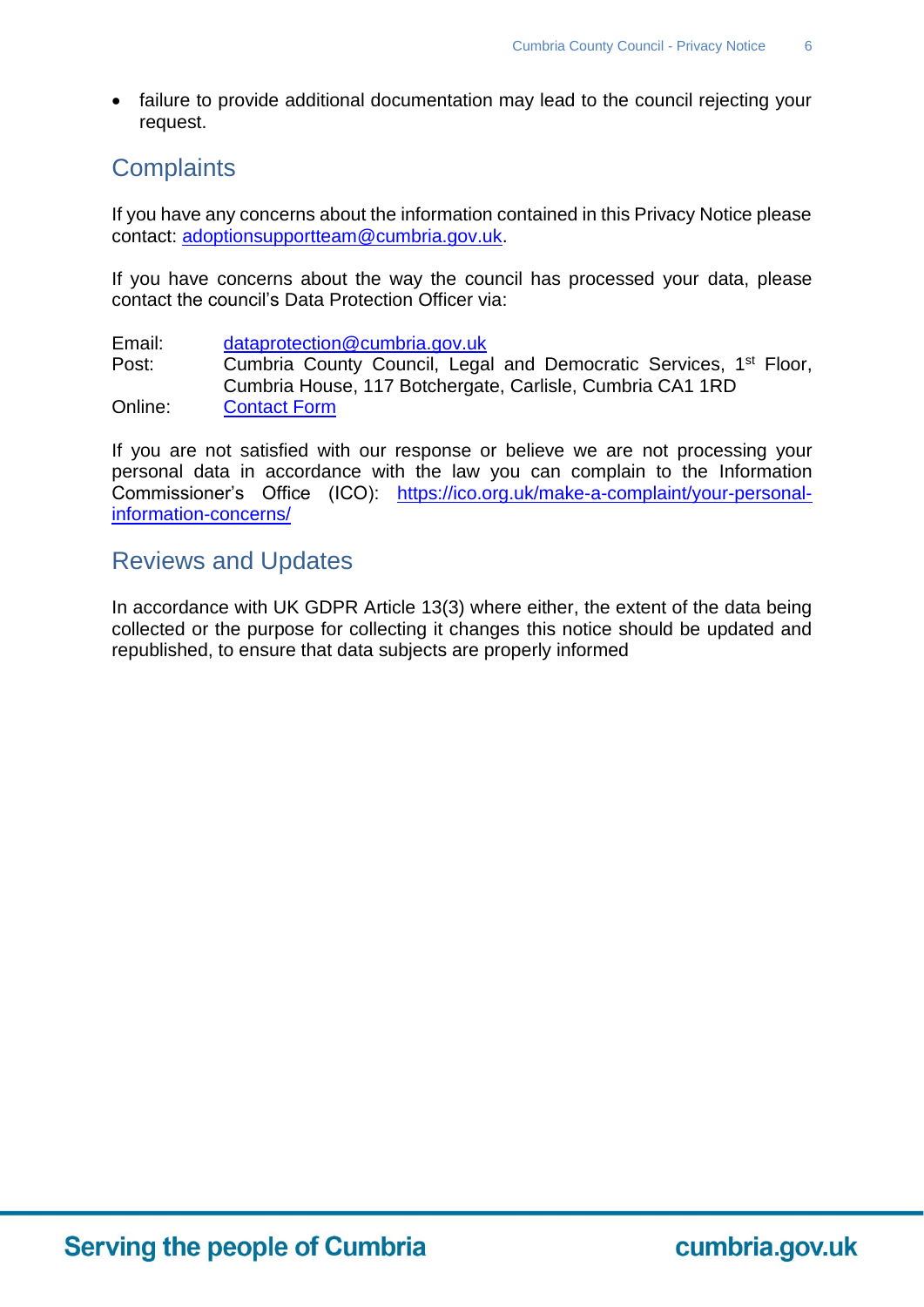- failure to provide additional documentation may lead to the council rejecting your request.

## Complaints

If you have any concerns about the information contained in this Privacy Notice please contact: adoptionsupportteam@cumbria.gov.uk.

If you have concerns about the way the council has processed your data, please contact the council's Data Protection Officer via:

| | |
|---|---|
| Email: | dataprotection@cumbria.gov.uk |
| Post: | Cumbria County Council, Legal and Democratic Services, 1st Floor, Cumbria House, 117 Botchergate, Carlisle, Cumbria CA1 1RD |
| Online: | Contact Form |

If you are not satisfied with our response or believe we are not processing your personal data in accordance with the law you can complain to the Information Commissioner's Office (ICO): https://ico.org.uk/make-a-complaint/your-personal-information-concerns/

## Reviews and Updates

In accordance with UK GDPR Article 13(3) where either, the extent of the data being collected or the purpose for collecting it changes this notice should be updated and republished, to ensure that data subjects are properly informed